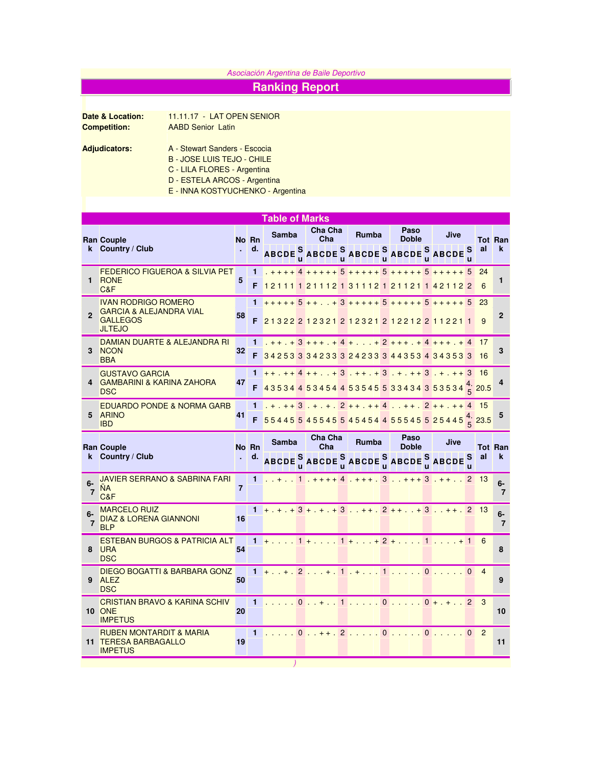*Asociación Argentina de Baile Deportivo*

# Ranking Report

**Date & Location:** 11.11.17 - LAT OPEN SENIOR

**Competition:** AABD Senior Latin

**Adjudicators:**
A - Stewart Sanders - Escocia
B - JOSE LUIS TEJO - CHILE
C - LILA FLORES - Argentina
D - ESTELA ARCOS - Argentina
E - INNA KOSTYUCHENKO - Argentina

## Table of Marks

| Rank | Couple Country / Club | No. | Rnd. | Samba ABCDE | Su | Cha Cha Cha ABCDE | Su | Rumba ABCDE | Su | Paso Doble ABCDE | Su | Jive ABCDE | Su | Total | Rank |
|---|---|---|---|---|---|---|---|---|---|---|---|---|---|---|---|
| 1 | FEDERICO FIGUEROA & SILVIA PETRONE C&F | 5 | 1 | . + + + + | 4 | + + + + + | 5 | + + + + + | 5 | + + + + + | 5 | + + + + + | 5 | 24 | 1 |
| | | | F | 1 2 1 1 1 | 1 | 2 1 1 1 2 | 1 | 3 1 1 1 2 | 1 | 2 1 1 2 1 | 1 | 4 2 1 1 2 | 2 | 6 | |
| 2 | IVAN RODRIGO ROMERO GARCIA & ALEJANDRA VIAL GALLEGOS JLTEJO | 58 | 1 | + + + + + | 5 | + + . . + | 3 | + + + + + | 5 | + + + + + | 5 | + + + + + | 5 | 23 | 2 |
| | | | F | 2 1 3 2 2 | 2 | 1 2 3 2 1 | 2 | 1 2 3 2 1 | 2 | 1 2 2 1 2 | 2 | 1 1 2 2 1 | 1 | 9 | |
| 3 | DAMIAN DUARTE & ALEJANDRA RINCON BBA | 32 | 1 | . + + . + | 3 | + + + . + | 4 | + . . . + | 2 | + + + . + | 4 | + + + . + | 4 | 17 | 3 |
| | | | F | 3 4 2 5 3 | 3 | 3 4 2 3 3 | 3 | 2 4 2 3 3 | 3 | 4 4 3 5 3 | 4 | 3 4 3 5 3 | 3 | 16 | |
| 4 | GUSTAVO GARCIA GAMBARINI & KARINA ZAHORA DSC | 47 | 1 | + + . + + | 4 | + + . . + | 3 | . + + . + | 3 | . + . + + | 3 | . + . + + | 3 | 16 | 4 |
| | | | F | 4 3 5 3 4 | 4 | 5 3 4 5 4 | 4 | 5 3 5 4 5 | 5 | 3 3 4 3 4 | 3 | 5 3 5 3 4 | 4.5 | 20.5 | |
| 5 | EDUARDO PONDE & NORMA GARBARINO IBD | 41 | 1 | . + . + + | 3 | . + . + . | 2 | + + . + + | 4 | . . + + . | 2 | + + . + + | 4 | 15 | 5 |
| | | | F | 5 5 4 4 5 | 5 | 4 5 5 4 5 | 5 | 4 5 4 5 4 | 4 | 5 5 5 4 5 | 5 | 2 5 4 4 5 | 4.5 | 23.5 | |
| 6-7 | JAVIER SERRANO & SABRINA FARIÑA C&F | 7 | 1 | . . + . . | 1 | . + + + + | 4 | . + + + . | 3 | . . + + + | 3 | . + + . . | 2 | 13 | 6-7 |
| 6-7 | MARCELO RUIZ DIAZ & LORENA GIANNONI BLP | 16 | 1 | + . + . + | 3 | + . + . + | 3 | . . + + . | 2 | + + . . + | 3 | . . + + . | 2 | 13 | 6-7 |
| 8 | ESTEBAN BURGOS & PATRICIA ALTURA DSC | 54 | 1 | + . . . . | 1 | + . . . . | 1 | + . . . + | 2 | + . . . . | 1 | . . . . + | 1 | 6 | 8 |
| 9 | DIEGO BOGATTI & BARBARA GONZALEZ DSC | 50 | 1 | + . . + . | 2 | . . . + . | 1 | . + . . . | 1 | . . . . . | 0 | . . . . . | 0 | 4 | 9 |
| 10 | CRISTIAN BRAVO & KARINA SCHIVONE IMPETUS | 20 | 1 | . . . . . | 0 | . . + . . | 1 | . . . . . | 0 | . . . . . | 0 | + . + . . | 2 | 3 | 10 |
| 11 | RUBEN MONTARDIT & MARIA TERESA BARBAGALLO IMPETUS | 19 | 1 | . . . . . | 0 | . . + + . | 2 | . . . . . | 0 | . . . . . | 0 | . . . . . | 0 | 2 | 11 |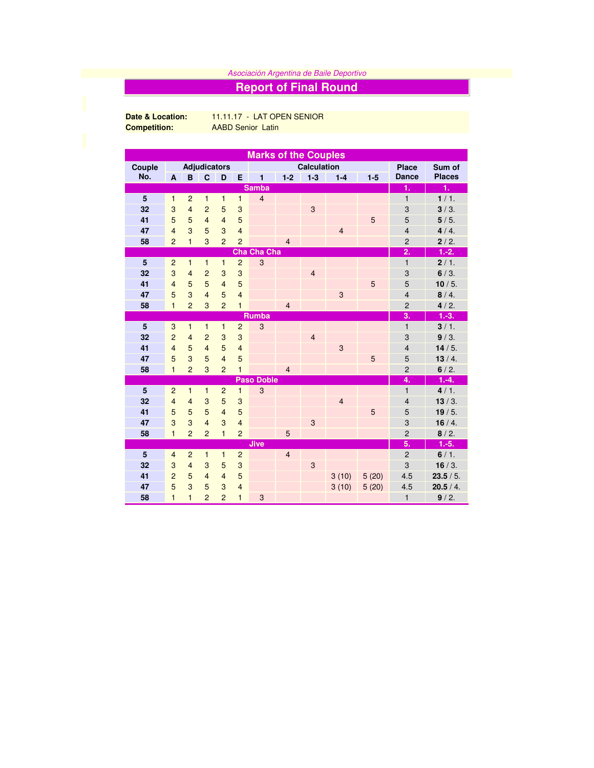*Asociación Argentina de Baile Deportivo*

# Report of Final Round

**Date & Location:** 11.11.17 - LAT OPEN SENIOR
**Competition:** AABD Senior Latin

## Marks of the Couples

| Couple No. | Adjudicators | | | | | Calculation | | | | | Place Dance | Sum of Places |
|---|---|---|---|---|---|---|---|---|---|---|---|---|
| | A | B | C | D | E | 1 | 1-2 | 1-3 | 1-4 | 1-5 | | |
| **Samba** | | | | | | | | | | | **1.** | **1.** |
| **5** | 1 | 2 | 1 | 1 | 1 | 4 | | | | | 1 | **1** / 1. |
| **32** | 3 | 4 | 2 | 5 | 3 | | | 3 | | | 3 | **3** / 3. |
| **41** | 5 | 5 | 4 | 4 | 5 | | | | | 5 | 5 | **5** / 5. |
| **47** | 4 | 3 | 5 | 3 | 4 | | | | 4 | | 4 | **4** / 4. |
| **58** | 2 | 1 | 3 | 2 | 2 | | 4 | | | | 2 | **2** / 2. |
| **Cha Cha Cha** | | | | | | | | | | | **2.** | **1.-2.** |
| **5** | 2 | 1 | 1 | 1 | 2 | 3 | | | | | 1 | **2** / 1. |
| **32** | 3 | 4 | 2 | 3 | 3 | | | 4 | | | 3 | **6** / 3. |
| **41** | 4 | 5 | 5 | 4 | 5 | | | | | 5 | 5 | **10** / 5. |
| **47** | 5 | 3 | 4 | 5 | 4 | | | | 3 | | 4 | **8** / 4. |
| **58** | 1 | 2 | 3 | 2 | 1 | | 4 | | | | 2 | **4** / 2. |
| **Rumba** | | | | | | | | | | | **3.** | **1.-3.** |
| **5** | 3 | 1 | 1 | 1 | 2 | 3 | | | | | 1 | **3** / 1. |
| **32** | 2 | 4 | 2 | 3 | 3 | | | 4 | | | 3 | **9** / 3. |
| **41** | 4 | 5 | 4 | 5 | 4 | | | | 3 | | 4 | **14** / 5. |
| **47** | 5 | 3 | 5 | 4 | 5 | | | | | 5 | 5 | **13** / 4. |
| **58** | 1 | 2 | 3 | 2 | 1 | | 4 | | | | 2 | **6** / 2. |
| **Paso Doble** | | | | | | | | | | | **4.** | **1.-4.** |
| **5** | 2 | 1 | 1 | 2 | 1 | 3 | | | | | 1 | **4** / 1. |
| **32** | 4 | 4 | 3 | 5 | 3 | | | | 4 | | 4 | **13** / 3. |
| **41** | 5 | 5 | 5 | 4 | 5 | | | | | 5 | 5 | **19** / 5. |
| **47** | 3 | 3 | 4 | 3 | 4 | | | 3 | | | 3 | **16** / 4. |
| **58** | 1 | 2 | 2 | 1 | 2 | | 5 | | | | 2 | **8** / 2. |
| **Jive** | | | | | | | | | | | **5.** | **1.-5.** |
| **5** | 4 | 2 | 1 | 1 | 2 | | 4 | | | | 2 | **6** / 1. |
| **32** | 3 | 4 | 3 | 5 | 3 | | | 3 | | | 3 | **16** / 3. |
| **41** | 2 | 5 | 4 | 4 | 5 | | | | 3 (10) | 5 (20) | 4.5 | **23.5** / 5. |
| **47** | 5 | 3 | 5 | 3 | 4 | | | | 3 (10) | 5 (20) | 4.5 | **20.5** / 4. |
| **58** | 1 | 1 | 2 | 2 | 1 | 3 | | | | | 1 | **9** / 2. |